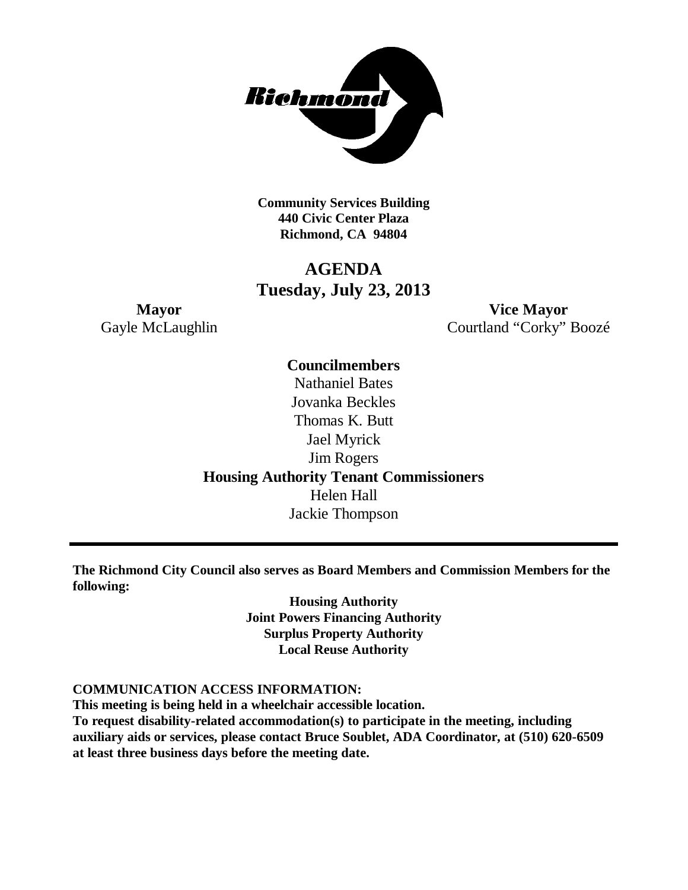**Community Services Building**
**440 Civic Center Plaza**
**Richmond, CA 94804**

# AGENDA
# Tuesday, July 23, 2013

**Mayor**
Gayle McLaughlin

**Vice Mayor**
Courtland "Corky" Boozé

**Councilmembers**
Nathaniel Bates
Jovanka Beckles
Thomas K. Butt
Jael Myrick
Jim Rogers

**Housing Authority Tenant Commissioners**
Helen Hall
Jackie Thompson

---

**The Richmond City Council also serves as Board Members and Commission Members for the following:**

**Housing Authority**
**Joint Powers Financing Authority**
**Surplus Property Authority**
**Local Reuse Authority**

**COMMUNICATION ACCESS INFORMATION:**
**This meeting is being held in a wheelchair accessible location.**
**To request disability-related accommodation(s) to participate in the meeting, including auxiliary aids or services, please contact Bruce Soublet, ADA Coordinator, at (510) 620-6509 at least three business days before the meeting date.**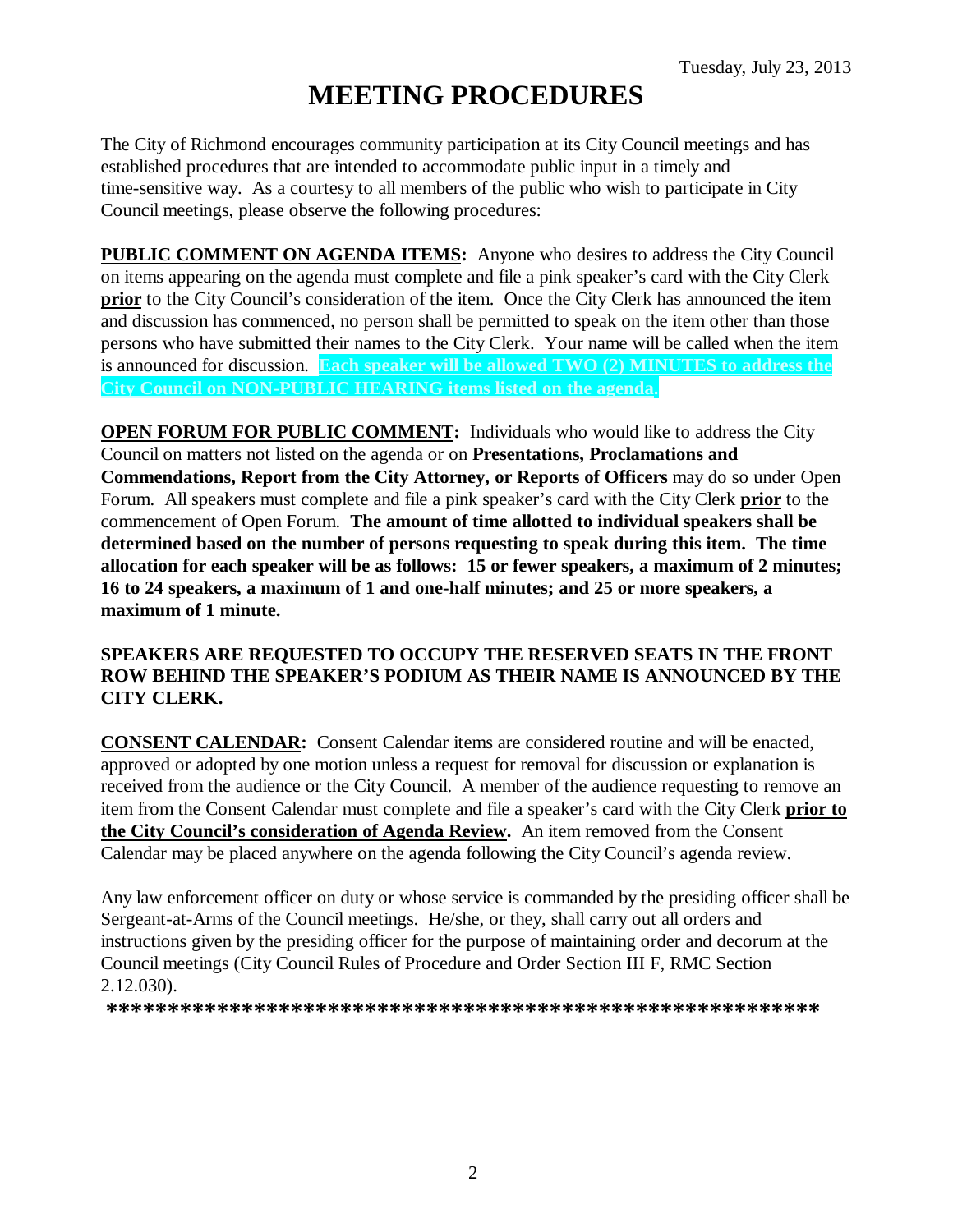Tuesday, July 23, 2013

# MEETING PROCEDURES

The City of Richmond encourages community participation at its City Council meetings and has established procedures that are intended to accommodate public input in a timely and time-sensitive way. As a courtesy to all members of the public who wish to participate in City Council meetings, please observe the following procedures:

**PUBLIC COMMENT ON AGENDA ITEMS:** Anyone who desires to address the City Council on items appearing on the agenda must complete and file a pink speaker's card with the City Clerk **prior** to the City Council's consideration of the item. Once the City Clerk has announced the item and discussion has commenced, no person shall be permitted to speak on the item other than those persons who have submitted their names to the City Clerk. Your name will be called when the item is announced for discussion. **Each speaker will be allowed TWO (2) MINUTES to address the City Council on NON-PUBLIC HEARING items listed on the agenda.**

**OPEN FORUM FOR PUBLIC COMMENT:** Individuals who would like to address the City Council on matters not listed on the agenda or on **Presentations, Proclamations and Commendations, Report from the City Attorney, or Reports of Officers** may do so under Open Forum. All speakers must complete and file a pink speaker's card with the City Clerk **prior** to the commencement of Open Forum. **The amount of time allotted to individual speakers shall be determined based on the number of persons requesting to speak during this item. The time allocation for each speaker will be as follows: 15 or fewer speakers, a maximum of 2 minutes; 16 to 24 speakers, a maximum of 1 and one-half minutes; and 25 or more speakers, a maximum of 1 minute.**

**SPEAKERS ARE REQUESTED TO OCCUPY THE RESERVED SEATS IN THE FRONT ROW BEHIND THE SPEAKER'S PODIUM AS THEIR NAME IS ANNOUNCED BY THE CITY CLERK.**

**CONSENT CALENDAR:** Consent Calendar items are considered routine and will be enacted, approved or adopted by one motion unless a request for removal for discussion or explanation is received from the audience or the City Council. A member of the audience requesting to remove an item from the Consent Calendar must complete and file a speaker's card with the City Clerk **prior to the City Council's consideration of Agenda Review.** An item removed from the Consent Calendar may be placed anywhere on the agenda following the City Council's agenda review.

Any law enforcement officer on duty or whose service is commanded by the presiding officer shall be Sergeant-at-Arms of the Council meetings. He/she, or they, shall carry out all orders and instructions given by the presiding officer for the purpose of maintaining order and decorum at the Council meetings (City Council Rules of Procedure and Order Section III F, RMC Section 2.12.030).

**************************************************************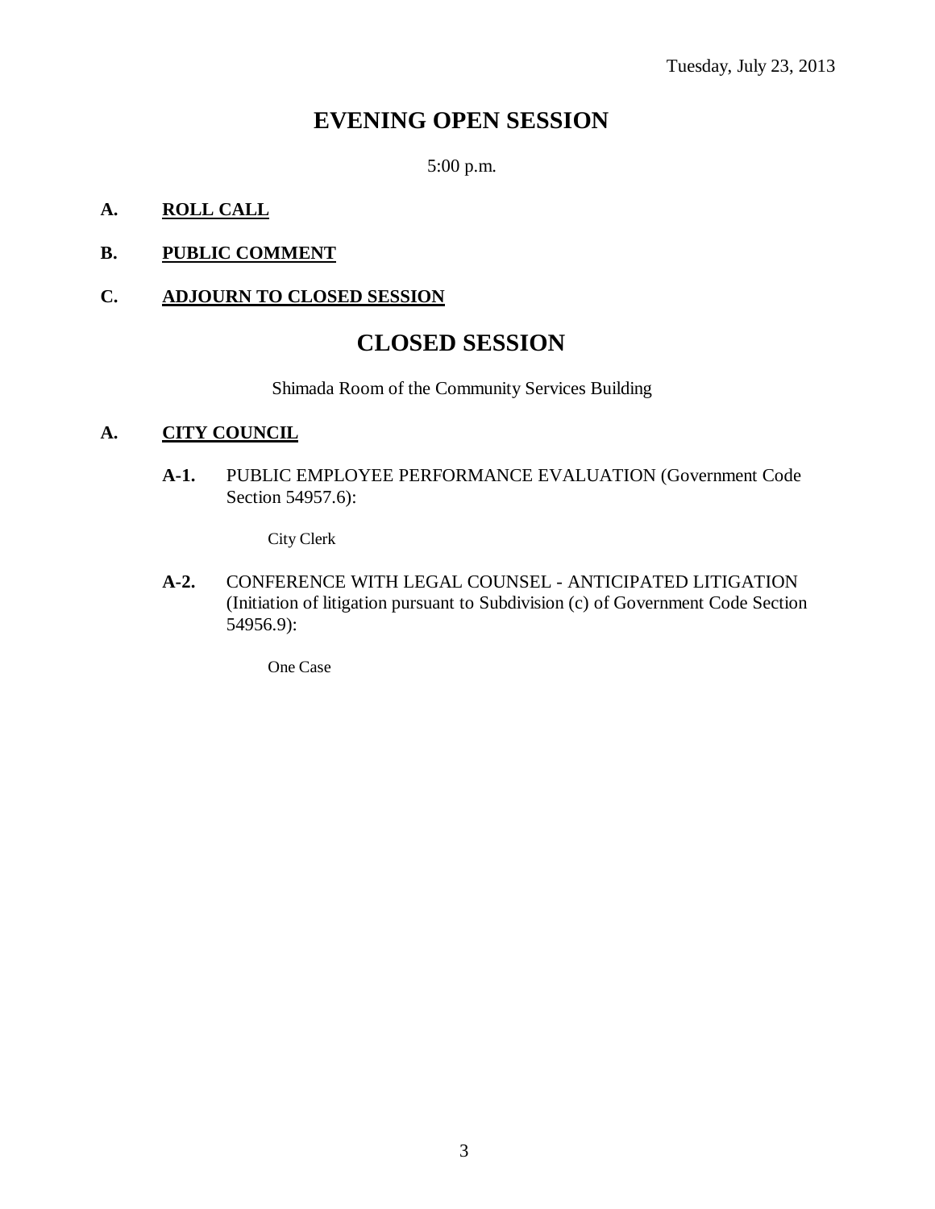Tuesday, July 23, 2013

# EVENING OPEN SESSION

5:00 p.m.

**A. ROLL CALL**

**B. PUBLIC COMMENT**

**C. ADJOURN TO CLOSED SESSION**

# CLOSED SESSION

Shimada Room of the Community Services Building

**A. CITY COUNCIL**

**A-1.** PUBLIC EMPLOYEE PERFORMANCE EVALUATION (Government Code Section 54957.6):

City Clerk

**A-2.** CONFERENCE WITH LEGAL COUNSEL - ANTICIPATED LITIGATION (Initiation of litigation pursuant to Subdivision (c) of Government Code Section 54956.9):

One Case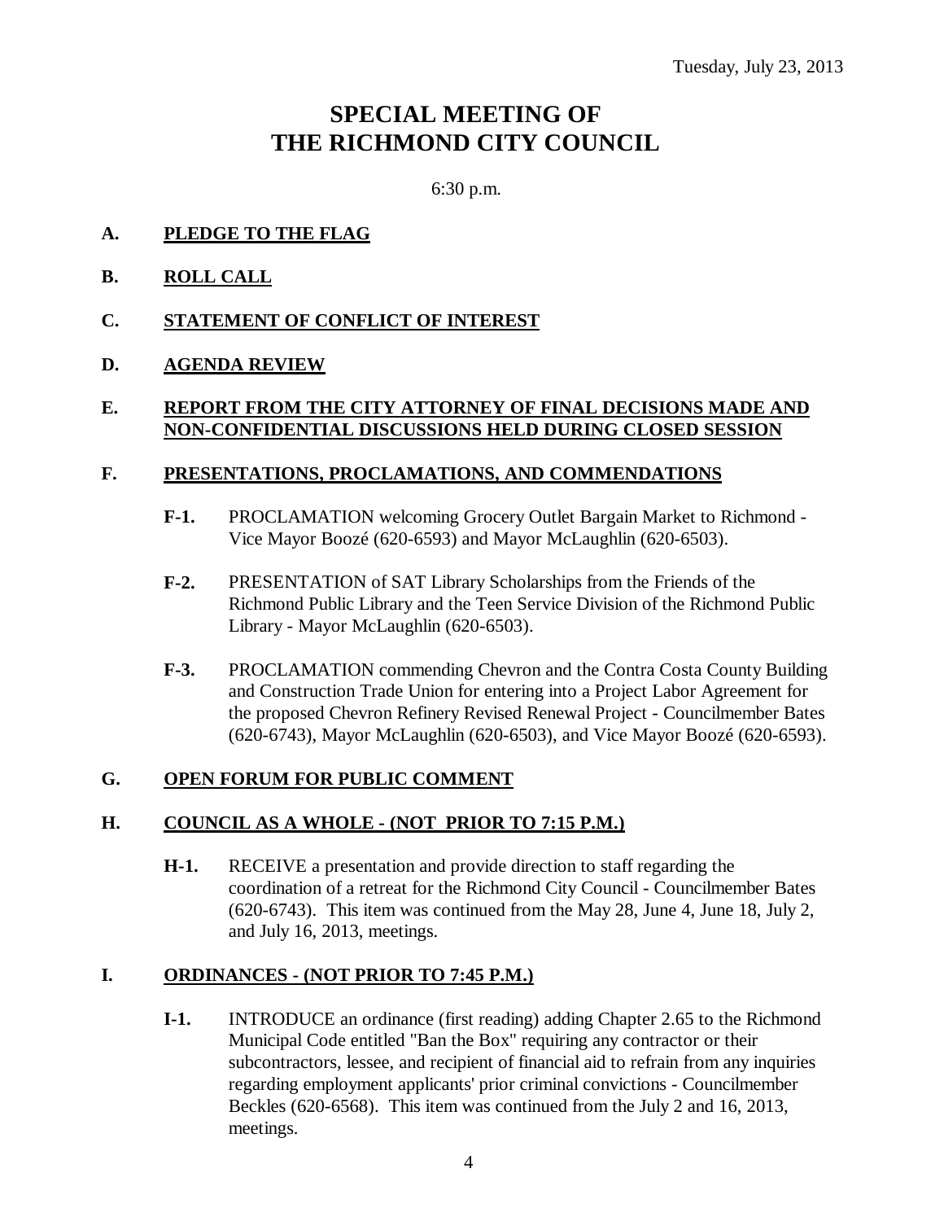Tuesday, July 23, 2013

# SPECIAL MEETING OF THE RICHMOND CITY COUNCIL

6:30 p.m.

**A. PLEDGE TO THE FLAG**

**B. ROLL CALL**

**C. STATEMENT OF CONFLICT OF INTEREST**

**D. AGENDA REVIEW**

**E. REPORT FROM THE CITY ATTORNEY OF FINAL DECISIONS MADE AND NON-CONFIDENTIAL DISCUSSIONS HELD DURING CLOSED SESSION**

**F. PRESENTATIONS, PROCLAMATIONS, AND COMMENDATIONS**

- **F-1.** PROCLAMATION welcoming Grocery Outlet Bargain Market to Richmond - Vice Mayor Boozé (620-6593) and Mayor McLaughlin (620-6503).

- **F-2.** PRESENTATION of SAT Library Scholarships from the Friends of the Richmond Public Library and the Teen Service Division of the Richmond Public Library - Mayor McLaughlin (620-6503).

- **F-3.** PROCLAMATION commending Chevron and the Contra Costa County Building and Construction Trade Union for entering into a Project Labor Agreement for the proposed Chevron Refinery Revised Renewal Project - Councilmember Bates (620-6743), Mayor McLaughlin (620-6503), and Vice Mayor Boozé (620-6593).

**G. OPEN FORUM FOR PUBLIC COMMENT**

**H. COUNCIL AS A WHOLE - (NOT PRIOR TO 7:15 P.M.)**

- **H-1.** RECEIVE a presentation and provide direction to staff regarding the coordination of a retreat for the Richmond City Council - Councilmember Bates (620-6743). This item was continued from the May 28, June 4, June 18, July 2, and July 16, 2013, meetings.

**I. ORDINANCES - (NOT PRIOR TO 7:45 P.M.)**

- **I-1.** INTRODUCE an ordinance (first reading) adding Chapter 2.65 to the Richmond Municipal Code entitled "Ban the Box" requiring any contractor or their subcontractors, lessee, and recipient of financial aid to refrain from any inquiries regarding employment applicants' prior criminal convictions - Councilmember Beckles (620-6568). This item was continued from the July 2 and 16, 2013, meetings.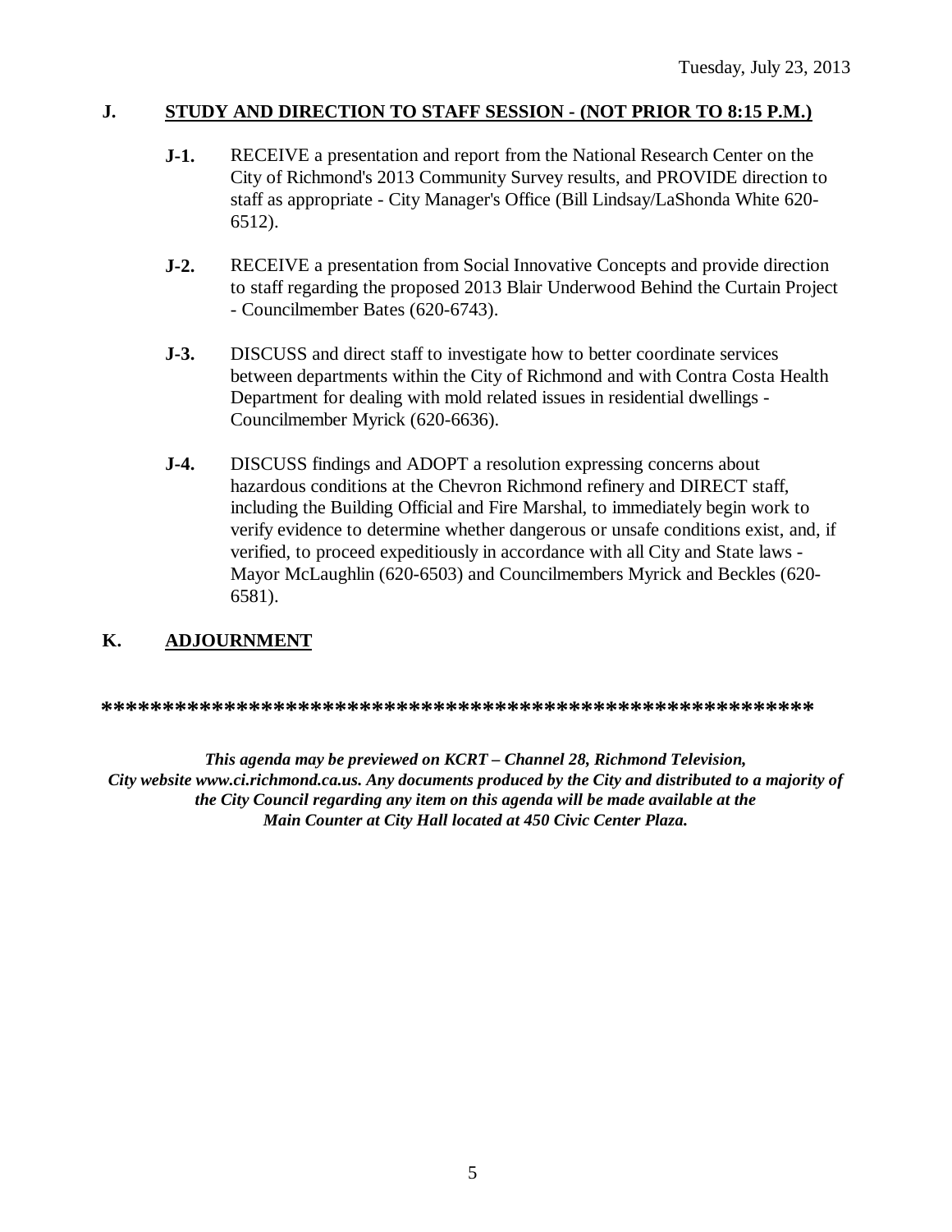## J. STUDY AND DIRECTION TO STAFF SESSION - (NOT PRIOR TO 8:15 P.M.)

**J-1.** RECEIVE a presentation and report from the National Research Center on the City of Richmond's 2013 Community Survey results, and PROVIDE direction to staff as appropriate - City Manager's Office (Bill Lindsay/LaShonda White 620-6512).

**J-2.** RECEIVE a presentation from Social Innovative Concepts and provide direction to staff regarding the proposed 2013 Blair Underwood Behind the Curtain Project - Councilmember Bates (620-6743).

**J-3.** DISCUSS and direct staff to investigate how to better coordinate services between departments within the City of Richmond and with Contra Costa Health Department for dealing with mold related issues in residential dwellings - Councilmember Myrick (620-6636).

**J-4.** DISCUSS findings and ADOPT a resolution expressing concerns about hazardous conditions at the Chevron Richmond refinery and DIRECT staff, including the Building Official and Fire Marshal, to immediately begin work to verify evidence to determine whether dangerous or unsafe conditions exist, and, if verified, to proceed expeditiously in accordance with all City and State laws - Mayor McLaughlin (620-6503) and Councilmembers Myrick and Beckles (620-6581).

## K. ADJOURNMENT

**\*\*\*\*\*\*\*\*\*\*\*\*\*\*\*\*\*\*\*\*\*\*\*\*\*\*\*\*\*\*\*\*\*\*\*\*\*\*\*\*\*\*\*\*\*\*\*\*\*\*\*\*\*\*\*\*\*\*\***

***This agenda may be previewed on KCRT – Channel 28, Richmond Television, City website www.ci.richmond.ca.us. Any documents produced by the City and distributed to a majority of the City Council regarding any item on this agenda will be made available at the Main Counter at City Hall located at 450 Civic Center Plaza.***